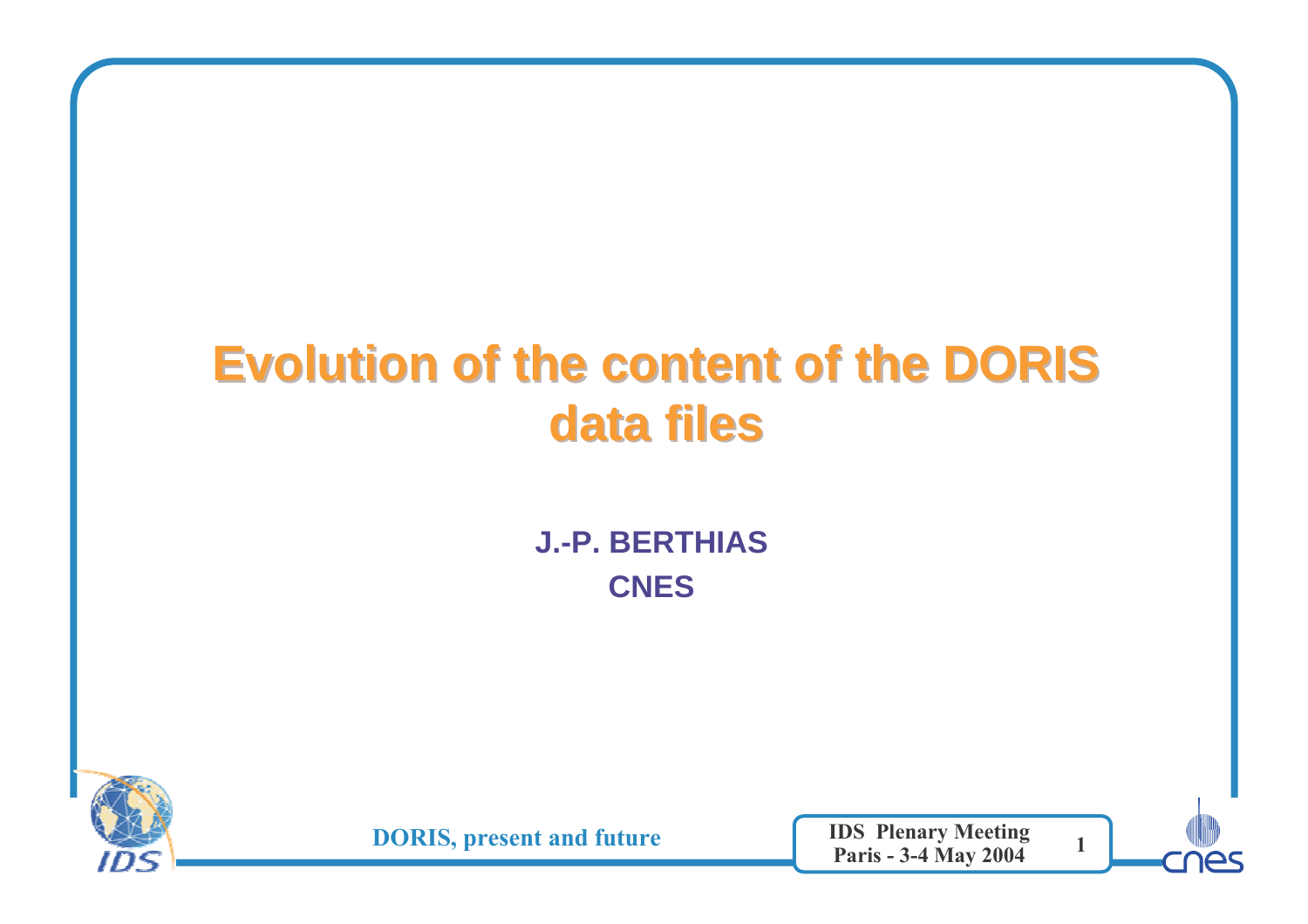# Evolution of the content of the DORIS data files

**J.-P. BERTHIAS**

**CNES**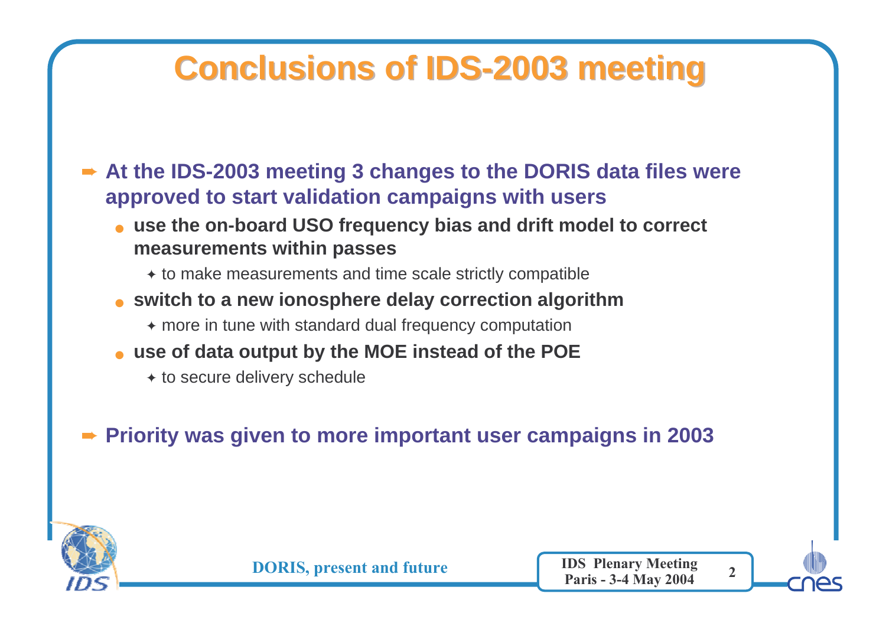# Conclusions of IDS-2003 meeting

- **At the IDS-2003 meeting 3 changes to the DORIS data files were approved to start validation campaigns with users**
  - **use the on-board USO frequency bias and drift model to correct measurements within passes**
    - to make measurements and time scale strictly compatible
  - **switch to a new ionosphere delay correction algorithm**
    - more in tune with standard dual frequency computation
  - **use of data output by the MOE instead of the POE**
    - to secure delivery schedule

- **Priority was given to more important user campaigns in 2003**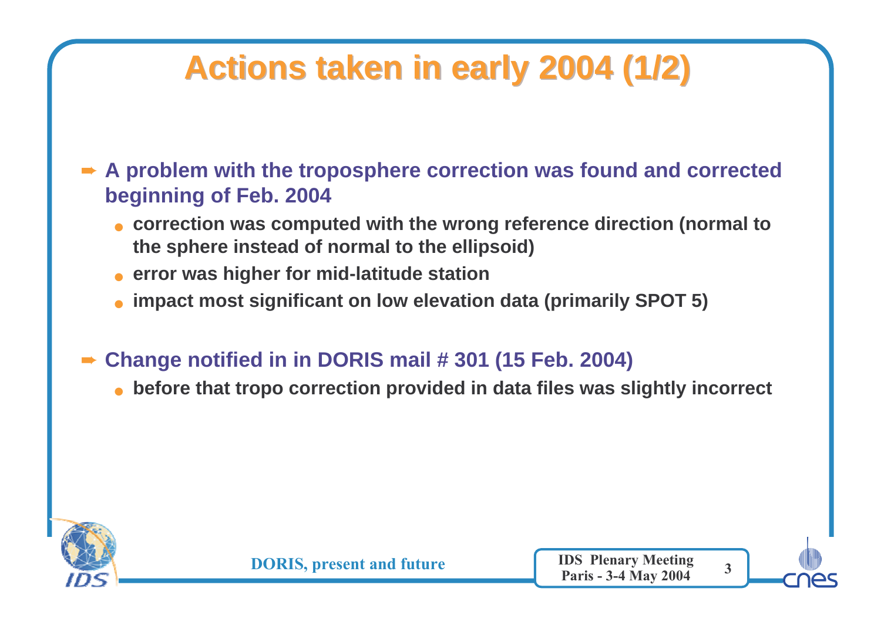# Actions taken in early 2004 (1/2)

- **A problem with the troposphere correction was found and corrected beginning of Feb. 2004**
  - **correction was computed with the wrong reference direction (normal to the sphere instead of normal to the ellipsoid)**
  - **error was higher for mid-latitude station**
  - **impact most significant on low elevation data (primarily SPOT 5)**

- **Change notified in in DORIS mail # 301 (15 Feb. 2004)**
  - **before that tropo correction provided in data files was slightly incorrect**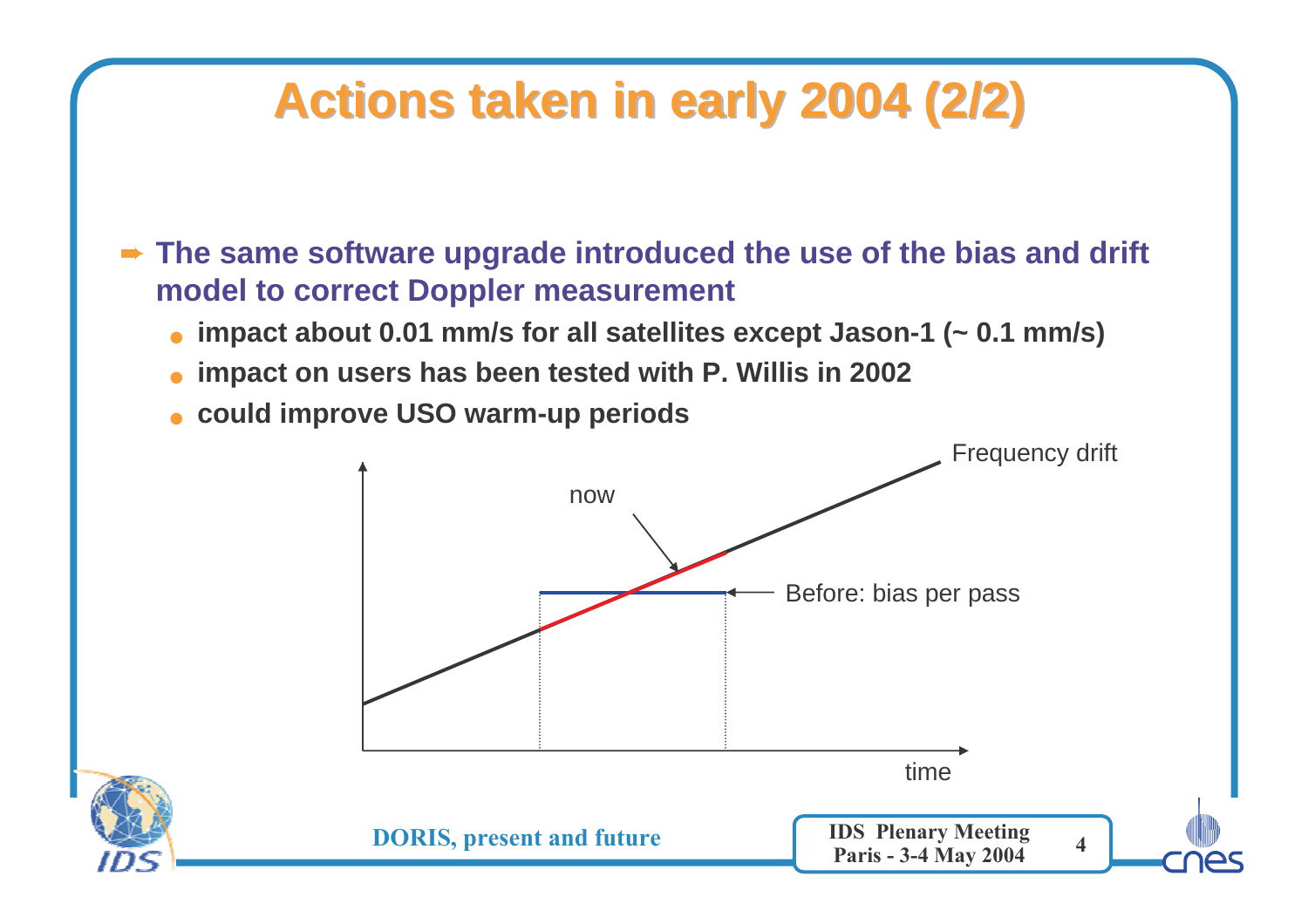# Actions taken in early 2004 (2/2)

- **The same software upgrade introduced the use of the bias and drift model to correct Doppler measurement**
  - **impact about 0.01 mm/s for all satellites except Jason-1 (~ 0.1 mm/s)**
  - **impact on users has been tested with P. Willis in 2002**
  - **could improve USO warm-up periods**

Frequency drift

now

Before: bias per pass

time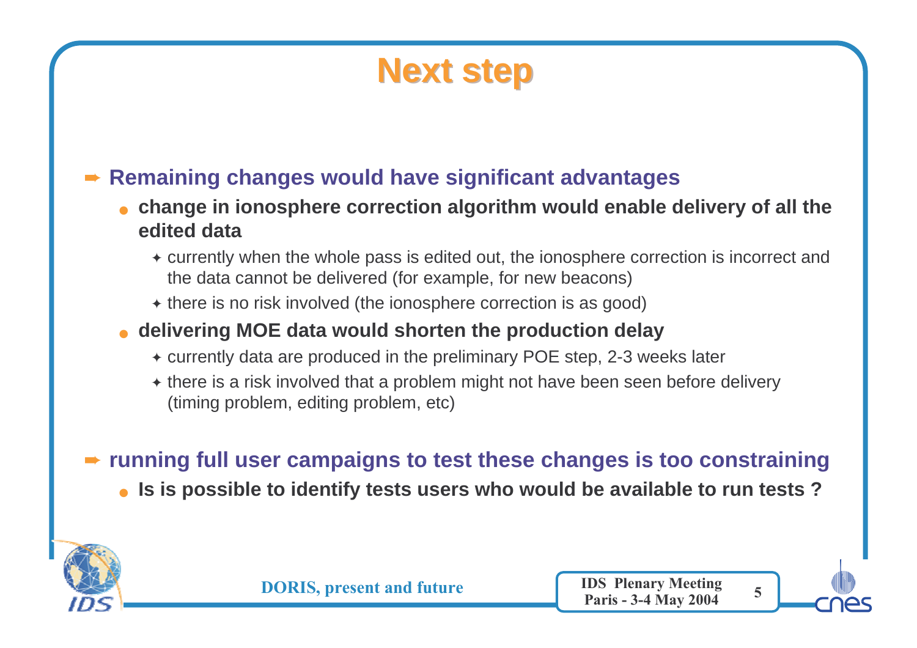# Next step

- **Remaining changes would have significant advantages**
  - **change in ionosphere correction algorithm would enable delivery of all the edited data**
    - currently when the whole pass is edited out, the ionosphere correction is incorrect and the data cannot be delivered (for example, for new beacons)
    - there is no risk involved (the ionosphere correction is as good)
  - **delivering MOE data would shorten the production delay**
    - currently data are produced in the preliminary POE step, 2-3 weeks later
    - there is a risk involved that a problem might not have been seen before delivery (timing problem, editing problem, etc)

- **running full user campaigns to test these changes is too constraining**
  - **Is is possible to identify tests users who would be available to run tests ?**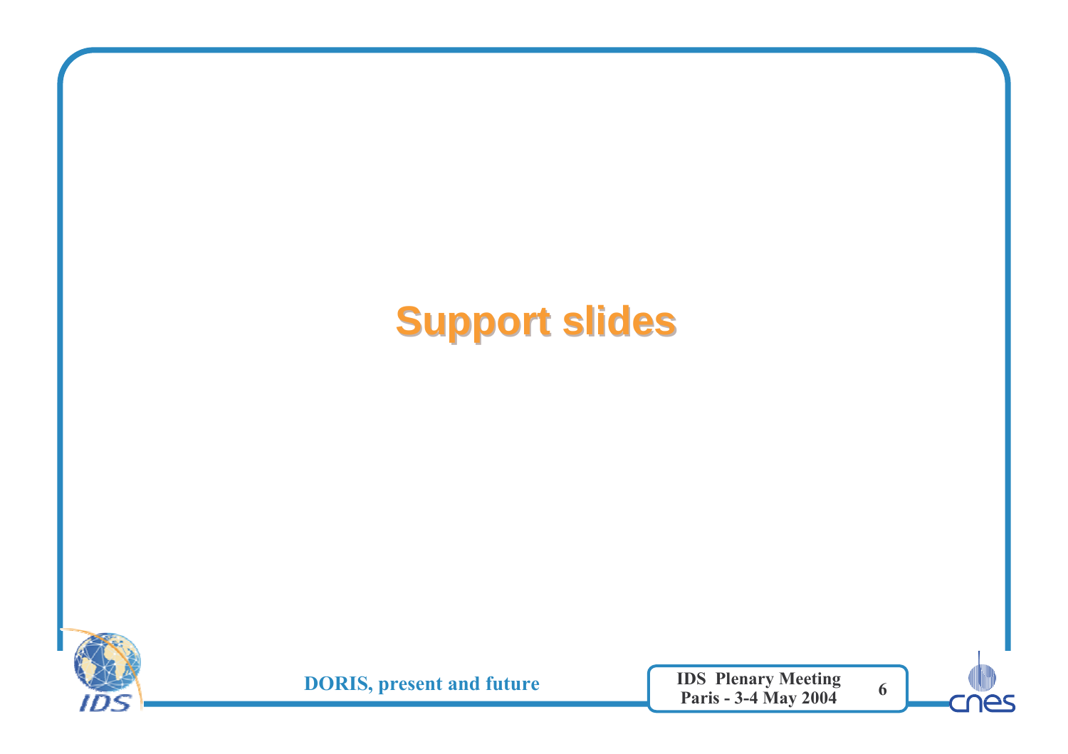# Support slides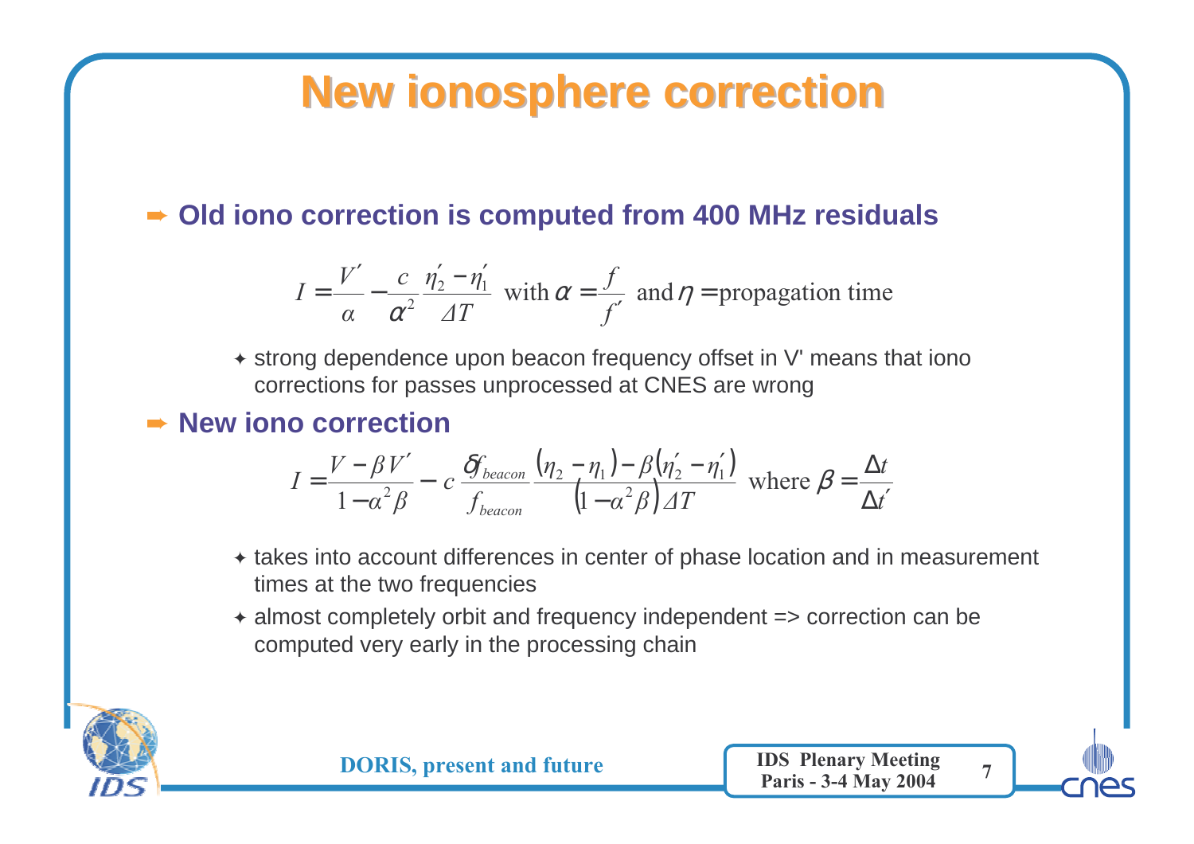# New ionosphere correction

- **Old iono correction is computed from 400 MHz residuals**

$$I = \frac{V'}{\alpha} - \frac{c}{\alpha^2}\frac{\eta_2' - \eta_1'}{\Delta T} \text{ with } \alpha = \frac{f}{f'} \text{ and } \eta = \text{propagation time}$$

  - strong dependence upon beacon frequency offset in V' means that iono corrections for passes unprocessed at CNES are wrong

- **New iono correction**

$$I = \frac{V - \beta V'}{1 - \alpha^2 \beta} - c\,\frac{\delta f_{beacon}}{f_{beacon}}\frac{(\eta_2 - \eta_1) - \beta(\eta_2' - \eta_1')}{(1 - \alpha^2\beta)\Delta T} \text{ where } \beta = \frac{\Delta t}{\Delta t'}$$

  - takes into account differences in center of phase location and in measurement times at the two frequencies
  - almost completely orbit and frequency independent => correction can be computed very early in the processing chain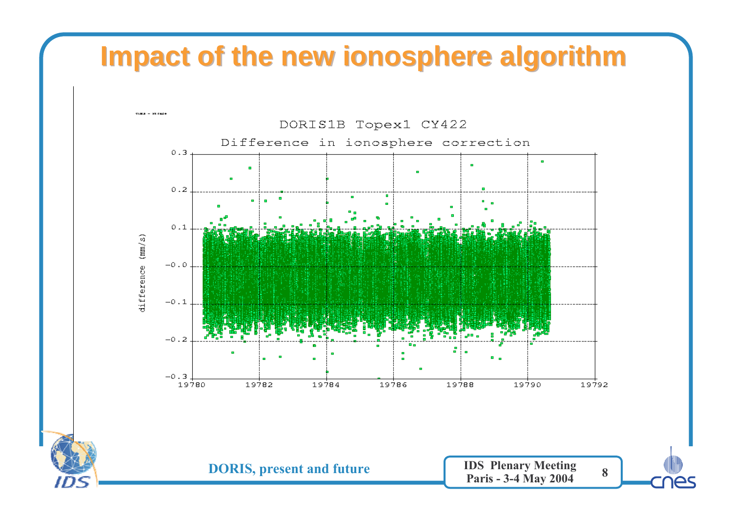# Impact of the new ionosphere algorithm

DORIS1B Topex1 CY422

Difference in ionosphere correction

difference (mm/s)

0.3, 0.2, 0.1, -0.0, -0.1, -0.2, -0.3

19780, 19782, 19784, 19786, 19788, 19790, 19792

DORIS, present and future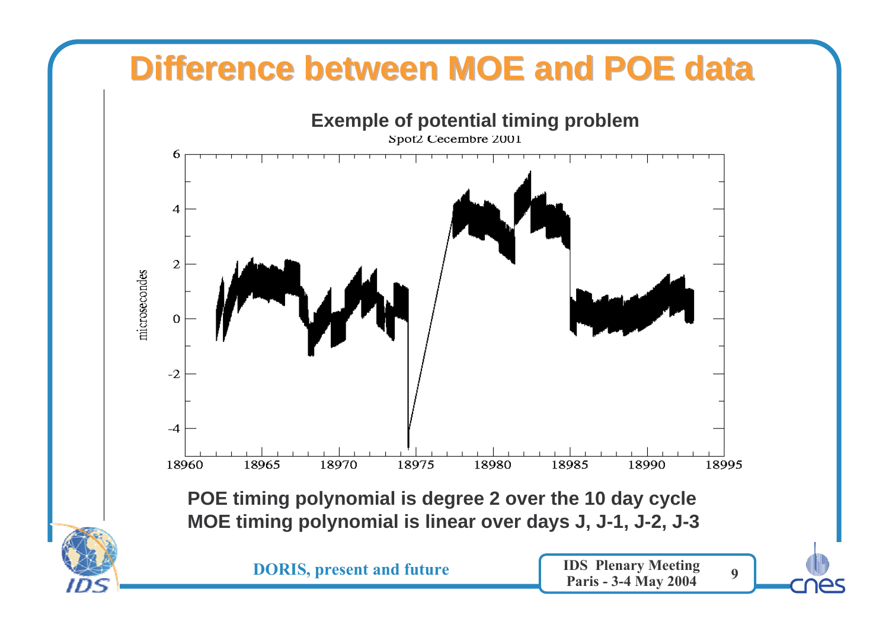# Difference between MOE and POE data

**Exemple of potential timing problem**

**POE timing polynomial is degree 2 over the 10 day cycle**
**MOE timing polynomial is linear over days J, J-1, J-2, J-3**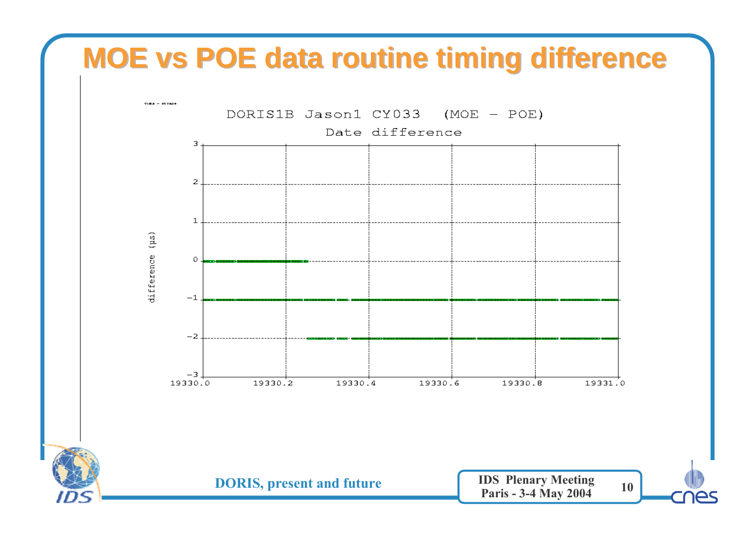# MOE vs POE data routine timing difference

DORIS1B Jason1 CY033 (MOE – POE)

Date difference

difference (μs)

3
2
1
0
−1
−2
−3

19330.0 19330.2 19330.4 19330.6 19330.8 19331.0

DORIS, present and future

IDS Plenary Meeting
Paris - 3-4 May 2004